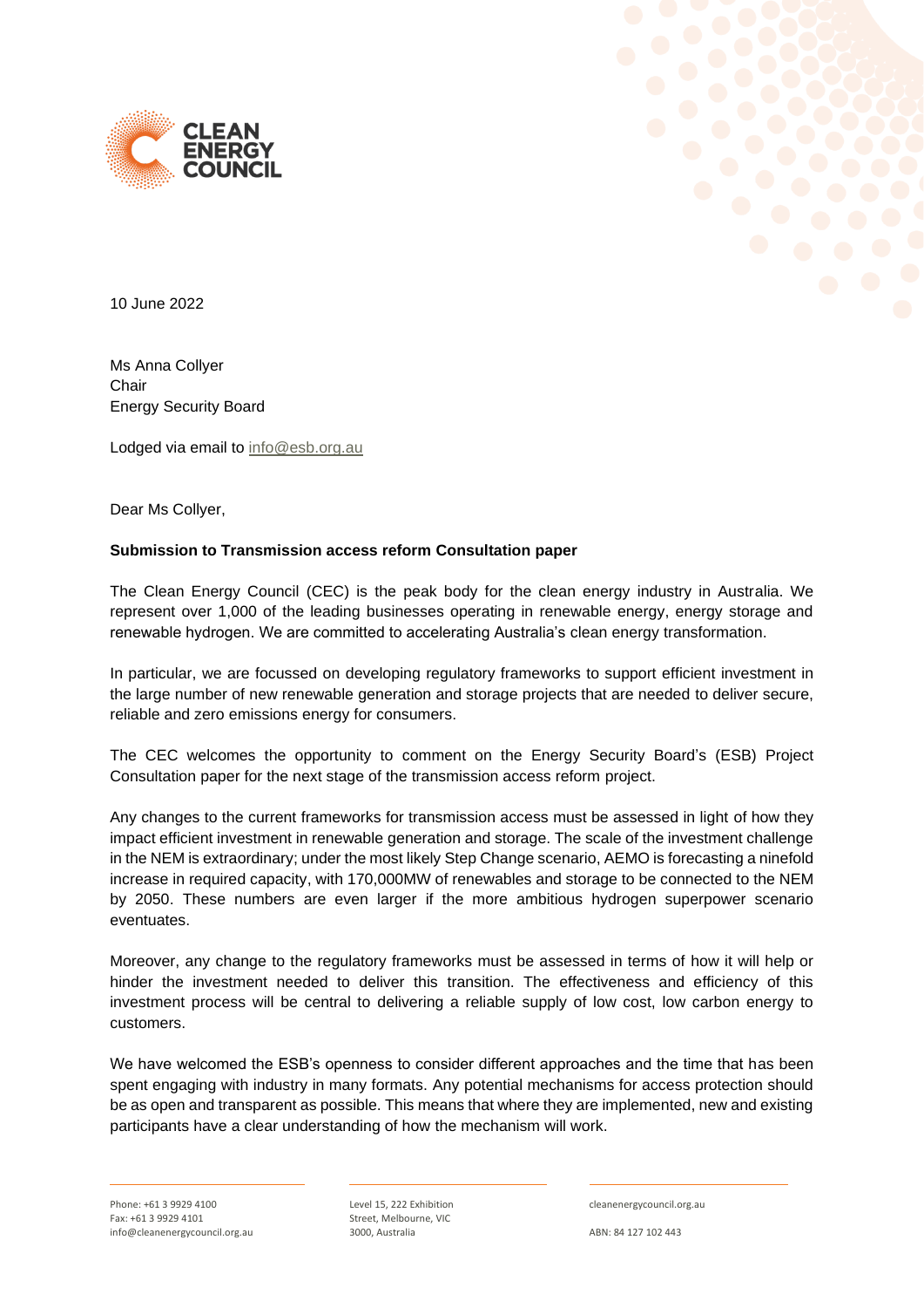10 June 2022

Ms Anna Collyer
Chair
Energy Security Board

Lodged via email to info@esb.org.au

Dear Ms Collyer,

**Submission to Transmission access reform Consultation paper**

The Clean Energy Council (CEC) is the peak body for the clean energy industry in Australia. We represent over 1,000 of the leading businesses operating in renewable energy, energy storage and renewable hydrogen. We are committed to accelerating Australia's clean energy transformation.

In particular, we are focussed on developing regulatory frameworks to support efficient investment in the large number of new renewable generation and storage projects that are needed to deliver secure, reliable and zero emissions energy for consumers.

The CEC welcomes the opportunity to comment on the Energy Security Board's (ESB) Project Consultation paper for the next stage of the transmission access reform project.

Any changes to the current frameworks for transmission access must be assessed in light of how they impact efficient investment in renewable generation and storage. The scale of the investment challenge in the NEM is extraordinary; under the most likely Step Change scenario, AEMO is forecasting a ninefold increase in required capacity, with 170,000MW of renewables and storage to be connected to the NEM by 2050. These numbers are even larger if the more ambitious hydrogen superpower scenario eventuates.

Moreover, any change to the regulatory frameworks must be assessed in terms of how it will help or hinder the investment needed to deliver this transition. The effectiveness and efficiency of this investment process will be central to delivering a reliable supply of low cost, low carbon energy to customers.

We have welcomed the ESB's openness to consider different approaches and the time that has been spent engaging with industry in many formats. Any potential mechanisms for access protection should be as open and transparent as possible. This means that where they are implemented, new and existing participants have a clear understanding of how the mechanism will work.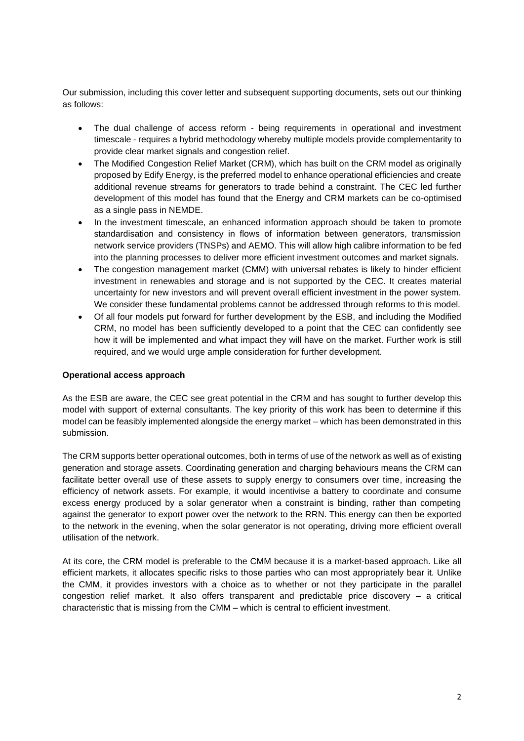Our submission, including this cover letter and subsequent supporting documents, sets out our thinking as follows:

- The dual challenge of access reform - being requirements in operational and investment timescale - requires a hybrid methodology whereby multiple models provide complementarity to provide clear market signals and congestion relief.
- The Modified Congestion Relief Market (CRM), which has built on the CRM model as originally proposed by Edify Energy, is the preferred model to enhance operational efficiencies and create additional revenue streams for generators to trade behind a constraint. The CEC led further development of this model has found that the Energy and CRM markets can be co-optimised as a single pass in NEMDE.
- In the investment timescale, an enhanced information approach should be taken to promote standardisation and consistency in flows of information between generators, transmission network service providers (TNSPs) and AEMO. This will allow high calibre information to be fed into the planning processes to deliver more efficient investment outcomes and market signals.
- The congestion management market (CMM) with universal rebates is likely to hinder efficient investment in renewables and storage and is not supported by the CEC. It creates material uncertainty for new investors and will prevent overall efficient investment in the power system. We consider these fundamental problems cannot be addressed through reforms to this model.
- Of all four models put forward for further development by the ESB, and including the Modified CRM, no model has been sufficiently developed to a point that the CEC can confidently see how it will be implemented and what impact they will have on the market. Further work is still required, and we would urge ample consideration for further development.

**Operational access approach**

As the ESB are aware, the CEC see great potential in the CRM and has sought to further develop this model with support of external consultants. The key priority of this work has been to determine if this model can be feasibly implemented alongside the energy market – which has been demonstrated in this submission.

The CRM supports better operational outcomes, both in terms of use of the network as well as of existing generation and storage assets. Coordinating generation and charging behaviours means the CRM can facilitate better overall use of these assets to supply energy to consumers over time, increasing the efficiency of network assets. For example, it would incentivise a battery to coordinate and consume excess energy produced by a solar generator when a constraint is binding, rather than competing against the generator to export power over the network to the RRN. This energy can then be exported to the network in the evening, when the solar generator is not operating, driving more efficient overall utilisation of the network.

At its core, the CRM model is preferable to the CMM because it is a market-based approach. Like all efficient markets, it allocates specific risks to those parties who can most appropriately bear it. Unlike the CMM, it provides investors with a choice as to whether or not they participate in the parallel congestion relief market. It also offers transparent and predictable price discovery – a critical characteristic that is missing from the CMM – which is central to efficient investment.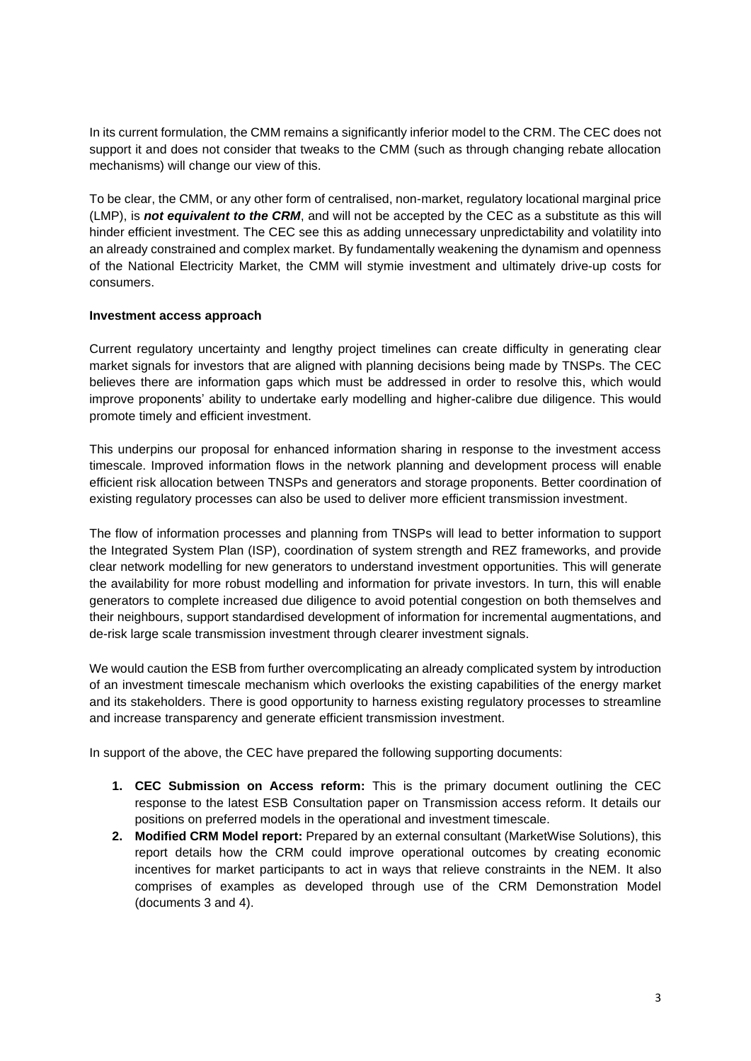In its current formulation, the CMM remains a significantly inferior model to the CRM. The CEC does not support it and does not consider that tweaks to the CMM (such as through changing rebate allocation mechanisms) will change our view of this.

To be clear, the CMM, or any other form of centralised, non-market, regulatory locational marginal price (LMP), is ***not equivalent to the CRM***, and will not be accepted by the CEC as a substitute as this will hinder efficient investment. The CEC see this as adding unnecessary unpredictability and volatility into an already constrained and complex market. By fundamentally weakening the dynamism and openness of the National Electricity Market, the CMM will stymie investment and ultimately drive-up costs for consumers.

**Investment access approach**

Current regulatory uncertainty and lengthy project timelines can create difficulty in generating clear market signals for investors that are aligned with planning decisions being made by TNSPs. The CEC believes there are information gaps which must be addressed in order to resolve this, which would improve proponents' ability to undertake early modelling and higher-calibre due diligence. This would promote timely and efficient investment.

This underpins our proposal for enhanced information sharing in response to the investment access timescale. Improved information flows in the network planning and development process will enable efficient risk allocation between TNSPs and generators and storage proponents. Better coordination of existing regulatory processes can also be used to deliver more efficient transmission investment.

The flow of information processes and planning from TNSPs will lead to better information to support the Integrated System Plan (ISP), coordination of system strength and REZ frameworks, and provide clear network modelling for new generators to understand investment opportunities. This will generate the availability for more robust modelling and information for private investors. In turn, this will enable generators to complete increased due diligence to avoid potential congestion on both themselves and their neighbours, support standardised development of information for incremental augmentations, and de-risk large scale transmission investment through clearer investment signals.

We would caution the ESB from further overcomplicating an already complicated system by introduction of an investment timescale mechanism which overlooks the existing capabilities of the energy market and its stakeholders. There is good opportunity to harness existing regulatory processes to streamline and increase transparency and generate efficient transmission investment.

In support of the above, the CEC have prepared the following supporting documents:

1. **CEC Submission on Access reform:** This is the primary document outlining the CEC response to the latest ESB Consultation paper on Transmission access reform. It details our positions on preferred models in the operational and investment timescale.
2. **Modified CRM Model report:** Prepared by an external consultant (MarketWise Solutions), this report details how the CRM could improve operational outcomes by creating economic incentives for market participants to act in ways that relieve constraints in the NEM. It also comprises of examples as developed through use of the CRM Demonstration Model (documents 3 and 4).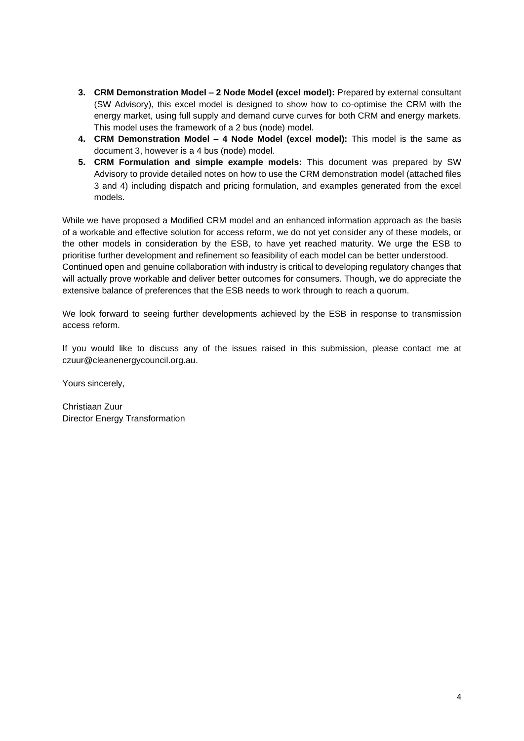3. **CRM Demonstration Model – 2 Node Model (excel model):** Prepared by external consultant (SW Advisory), this excel model is designed to show how to co-optimise the CRM with the energy market, using full supply and demand curve curves for both CRM and energy markets. This model uses the framework of a 2 bus (node) model.
4. **CRM Demonstration Model – 4 Node Model (excel model):** This model is the same as document 3, however is a 4 bus (node) model.
5. **CRM Formulation and simple example models:** This document was prepared by SW Advisory to provide detailed notes on how to use the CRM demonstration model (attached files 3 and 4) including dispatch and pricing formulation, and examples generated from the excel models.

While we have proposed a Modified CRM model and an enhanced information approach as the basis of a workable and effective solution for access reform, we do not yet consider any of these models, or the other models in consideration by the ESB, to have yet reached maturity. We urge the ESB to prioritise further development and refinement so feasibility of each model can be better understood. Continued open and genuine collaboration with industry is critical to developing regulatory changes that will actually prove workable and deliver better outcomes for consumers. Though, we do appreciate the extensive balance of preferences that the ESB needs to work through to reach a quorum.

We look forward to seeing further developments achieved by the ESB in response to transmission access reform.

If you would like to discuss any of the issues raised in this submission, please contact me at czuur@cleanenergycouncil.org.au.

Yours sincerely,

Christiaan Zuur
Director Energy Transformation